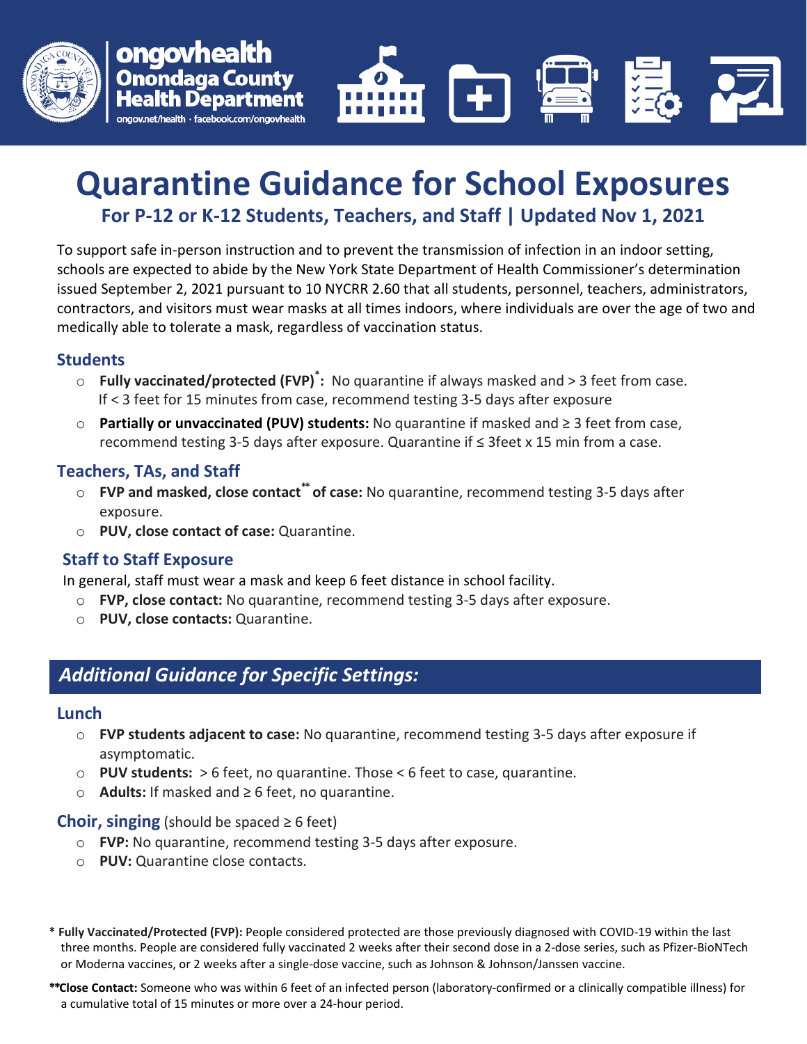ongovhealth
Onondaga County
Health Department
ongov.net/health · facebook.com/ongovhealth

# Quarantine Guidance for School Exposures

### For P-12 or K-12 Students, Teachers, and Staff | Updated Nov 1, 2021

To support safe in-person instruction and to prevent the transmission of infection in an indoor setting, schools are expected to abide by the New York State Department of Health Commissioner's determination issued September 2, 2021 pursuant to 10 NYCRR 2.60 that all students, personnel, teachers, administrators, contractors, and visitors must wear masks at all times indoors, where individuals are over the age of two and medically able to tolerate a mask, regardless of vaccination status.

## Students

- **Fully vaccinated/protected (FVP)*:** No quarantine if always masked and > 3 feet from case. If < 3 feet for 15 minutes from case, recommend testing 3-5 days after exposure
- **Partially or unvaccinated (PUV) students:** No quarantine if masked and ≥ 3 feet from case, recommend testing 3-5 days after exposure. Quarantine if ≤ 3feet x 15 min from a case.

## Teachers, TAs, and Staff

- **FVP and masked, close contact** of case:** No quarantine, recommend testing 3-5 days after exposure.
- **PUV, close contact of case:** Quarantine.

## Staff to Staff Exposure

In general, staff must wear a mask and keep 6 feet distance in school facility.

- **FVP, close contact:** No quarantine, recommend testing 3-5 days after exposure.
- **PUV, close contacts:** Quarantine.

## *Additional Guidance for Specific Settings:*

### Lunch

- **FVP students adjacent to case:** No quarantine, recommend testing 3-5 days after exposure if asymptomatic.
- **PUV students:** > 6 feet, no quarantine. Those < 6 feet to case, quarantine.
- **Adults:** If masked and ≥ 6 feet, no quarantine.

### Choir, singing (should be spaced ≥ 6 feet)

- **FVP:** No quarantine, recommend testing 3-5 days after exposure.
- **PUV:** Quarantine close contacts.

\* **Fully Vaccinated/Protected (FVP):** People considered protected are those previously diagnosed with COVID-19 within the last three months. People are considered fully vaccinated 2 weeks after their second dose in a 2-dose series, such as Pfizer-BioNTech or Moderna vaccines, or 2 weeks after a single-dose vaccine, such as Johnson & Johnson/Janssen vaccine.

**\*\*Close Contact:** Someone who was within 6 feet of an infected person (laboratory-confirmed or a clinically compatible illness) for a cumulative total of 15 minutes or more over a 24-hour period.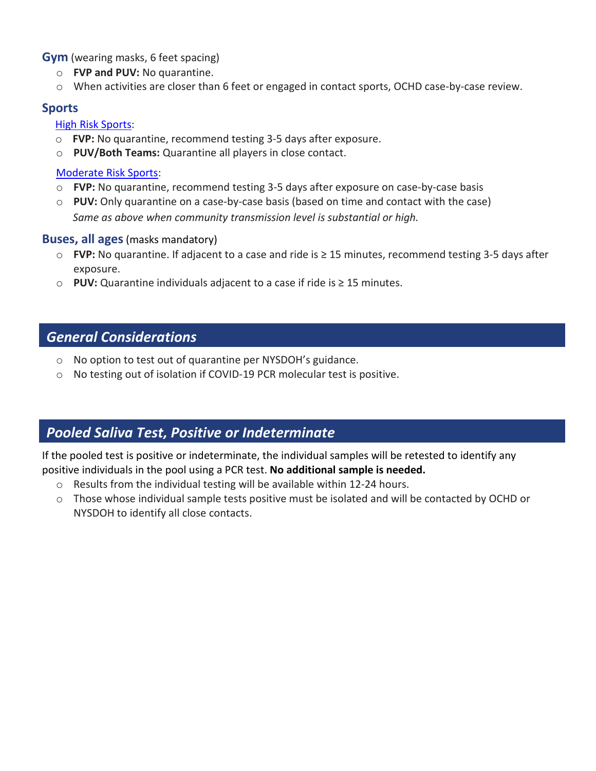**Gym** (wearing masks, 6 feet spacing)

- **FVP and PUV:** No quarantine.
- When activities are closer than 6 feet or engaged in contact sports, OCHD case-by-case review.

**Sports**

High Risk Sports:

- **FVP:** No quarantine, recommend testing 3-5 days after exposure.
- **PUV/Both Teams:** Quarantine all players in close contact.

Moderate Risk Sports:

- **FVP:** No quarantine, recommend testing 3-5 days after exposure on case-by-case basis
- **PUV:** Only quarantine on a case-by-case basis (based on time and contact with the case)
  *Same as above when community transmission level is substantial or high.*

**Buses, all ages** (masks mandatory)

- **FVP:** No quarantine. If adjacent to a case and ride is ≥ 15 minutes, recommend testing 3-5 days after exposure.
- **PUV:** Quarantine individuals adjacent to a case if ride is ≥ 15 minutes.

## *General Considerations*

- No option to test out of quarantine per NYSDOH's guidance.
- No testing out of isolation if COVID-19 PCR molecular test is positive.

## *Pooled Saliva Test, Positive or Indeterminate*

If the pooled test is positive or indeterminate, the individual samples will be retested to identify any positive individuals in the pool using a PCR test. **No additional sample is needed.**

- Results from the individual testing will be available within 12-24 hours.
- Those whose individual sample tests positive must be isolated and will be contacted by OCHD or NYSDOH to identify all close contacts.